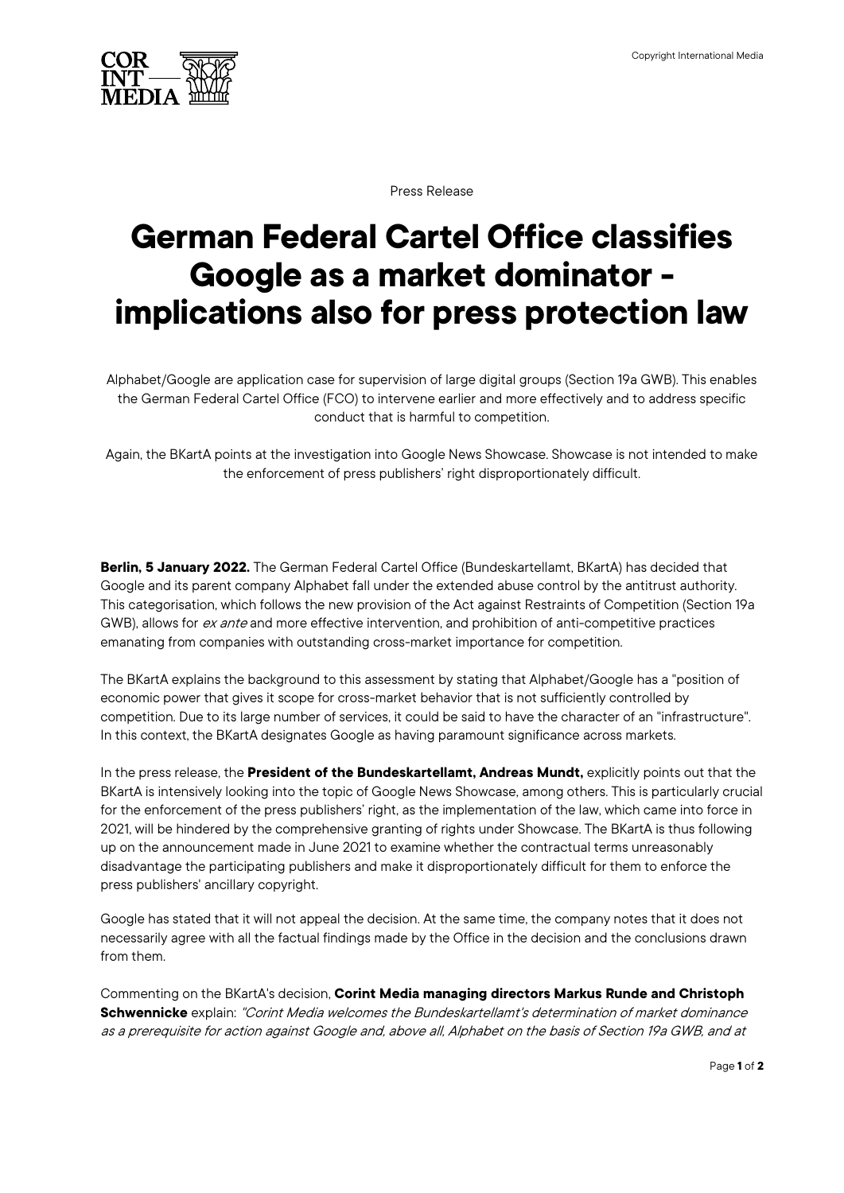Press Release

# German Federal Cartel Office classifies Google as a market dominator - implications also for press protection law

Alphabet/Google are application case for supervision of large digital groups (Section 19a GWB). This enables the German Federal Cartel Office (FCO) to intervene earlier and more effectively and to address specific conduct that is harmful to competition.

Again, the BKartA points at the investigation into Google News Showcase. Showcase is not intended to make the enforcement of press publishers' right disproportionately difficult.

**Berlin, 5 January 2022.** The German Federal Cartel Office (Bundeskartellamt, BKartA) has decided that Google and its parent company Alphabet fall under the extended abuse control by the antitrust authority. This categorisation, which follows the new provision of the Act against Restraints of Competition (Section 19a GWB), allows for *ex ante* and more effective intervention, and prohibition of anti-competitive practices emanating from companies with outstanding cross-market importance for competition.

The BKartA explains the background to this assessment by stating that Alphabet/Google has a "position of economic power that gives it scope for cross-market behavior that is not sufficiently controlled by competition. Due to its large number of services, it could be said to have the character of an "infrastructure". In this context, the BKartA designates Google as having paramount significance across markets.

In the press release, the **President of the Bundeskartellamt, Andreas Mundt,** explicitly points out that the BKartA is intensively looking into the topic of Google News Showcase, among others. This is particularly crucial for the enforcement of the press publishers' right, as the implementation of the law, which came into force in 2021, will be hindered by the comprehensive granting of rights under Showcase. The BKartA is thus following up on the announcement made in June 2021 to examine whether the contractual terms unreasonably disadvantage the participating publishers and make it disproportionately difficult for them to enforce the press publishers' ancillary copyright.

Google has stated that it will not appeal the decision. At the same time, the company notes that it does not necessarily agree with all the factual findings made by the Office in the decision and the conclusions drawn from them.

Commenting on the BKartA's decision, **Corint Media managing directors Markus Runde and Christoph Schwennicke** explain: *"Corint Media welcomes the Bundeskartellamt's determination of market dominance as a prerequisite for action against Google and, above all, Alphabet on the basis of Section 19a GWB, and at*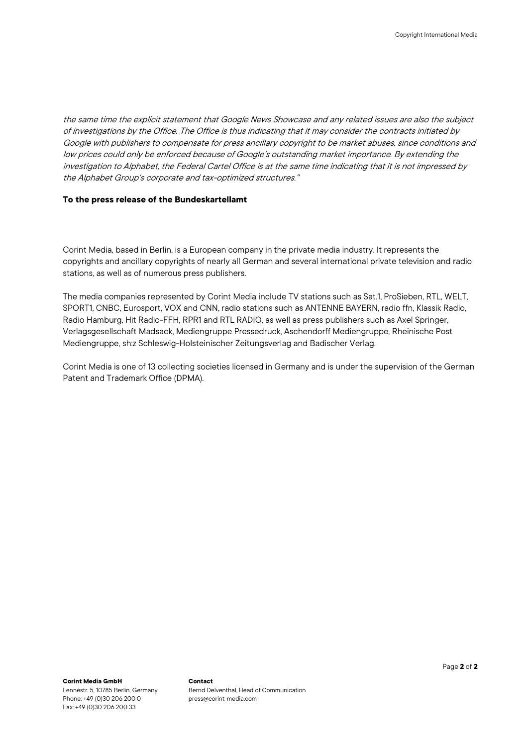*the same time the explicit statement that Google News Showcase and any related issues are also the subject of investigations by the Office. The Office is thus indicating that it may consider the contracts initiated by Google with publishers to compensate for press ancillary copyright to be market abuses, since conditions and low prices could only be enforced because of Google's outstanding market importance. By extending the investigation to Alphabet, the Federal Cartel Office is at the same time indicating that it is not impressed by the Alphabet Group's corporate and tax-optimized structures."*

**To the press release of the Bundeskartellamt**

Corint Media, based in Berlin, is a European company in the private media industry. It represents the copyrights and ancillary copyrights of nearly all German and several international private television and radio stations, as well as of numerous press publishers.

The media companies represented by Corint Media include TV stations such as Sat.1, ProSieben, RTL, WELT, SPORT1, CNBC, Eurosport, VOX and CNN, radio stations such as ANTENNE BAYERN, radio ffn, Klassik Radio, Radio Hamburg, Hit Radio-FFH, RPR1 and RTL RADIO, as well as press publishers such as Axel Springer, Verlagsgesellschaft Madsack, Mediengruppe Pressedruck, Aschendorff Mediengruppe, Rheinische Post Mediengruppe, sh:z Schleswig-Holsteinischer Zeitungsverlag and Badischer Verlag.

Corint Media is one of 13 collecting societies licensed in Germany and is under the supervision of the German Patent and Trademark Office (DPMA).

**Corint Media GmbH**
Lennéstr. 5, 10785 Berlin, Germany
Phone: +49 (0)30 206 200 0
Fax: +49 (0)30 206 200 33

**Contact**
Bernd Delventhal, Head of Communication
press@corint-media.com